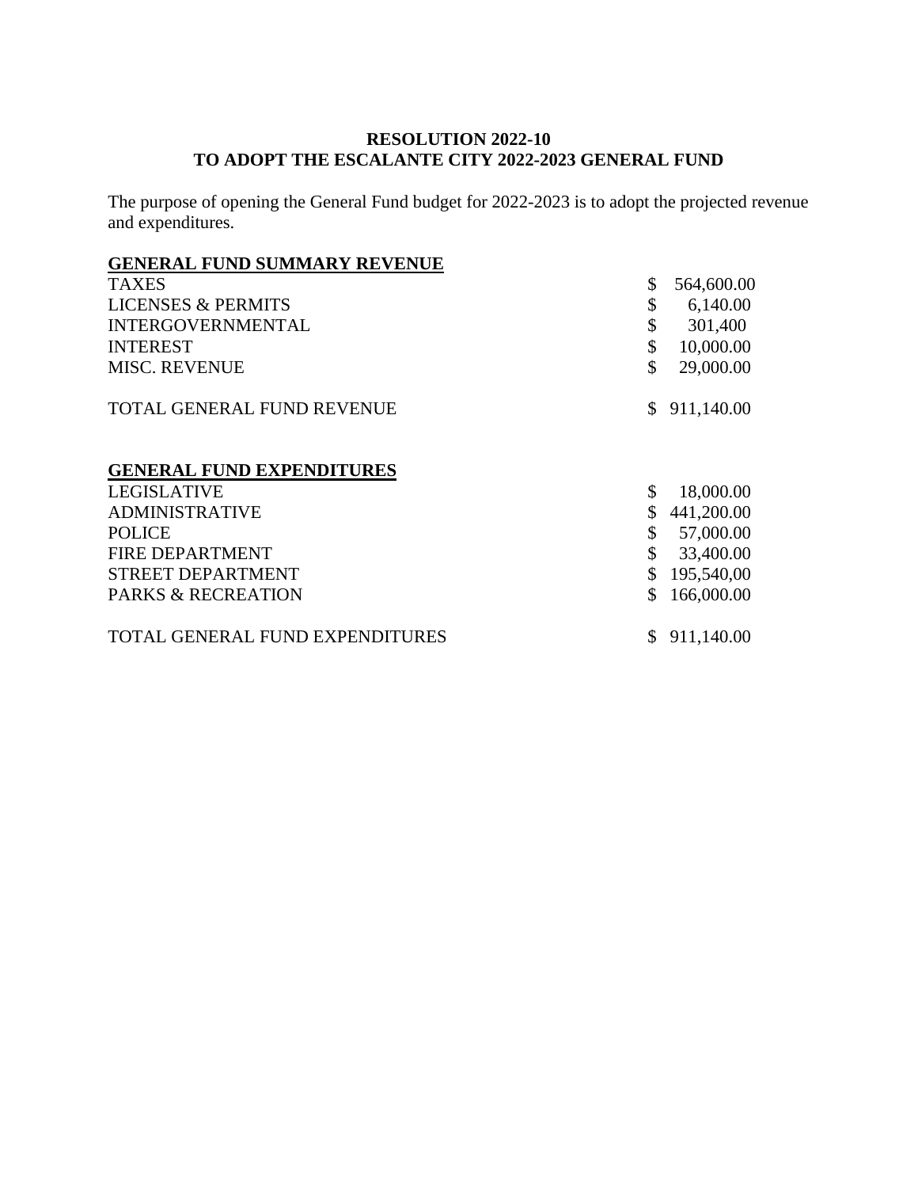**RESOLUTION 2022-10**
**TO ADOPT THE ESCALANTE CITY 2022-2023 GENERAL FUND**

The purpose of opening the General Fund budget for 2022-2023 is to adopt the projected revenue and expenditures.

| **GENERAL FUND SUMMARY REVENUE** | |
|---|---|
| TAXES | $ 564,600.00 |
| LICENSES & PERMITS | $ 6,140.00 |
| INTERGOVERNMENTAL | $ 301,400 |
| INTEREST | $ 10,000.00 |
| MISC. REVENUE | $ 29,000.00 |
| TOTAL GENERAL FUND REVENUE | $ 911,140.00 |

| **GENERAL FUND EXPENDITURES** | |
|---|---|
| LEGISLATIVE | $ 18,000.00 |
| ADMINISTRATIVE | $ 441,200.00 |
| POLICE | $ 57,000.00 |
| FIRE DEPARTMENT | $ 33,400.00 |
| STREET DEPARTMENT | $ 195,540,00 |
| PARKS & RECREATION | $ 166,000.00 |
| TOTAL GENERAL FUND EXPENDITURES | $ 911,140.00 |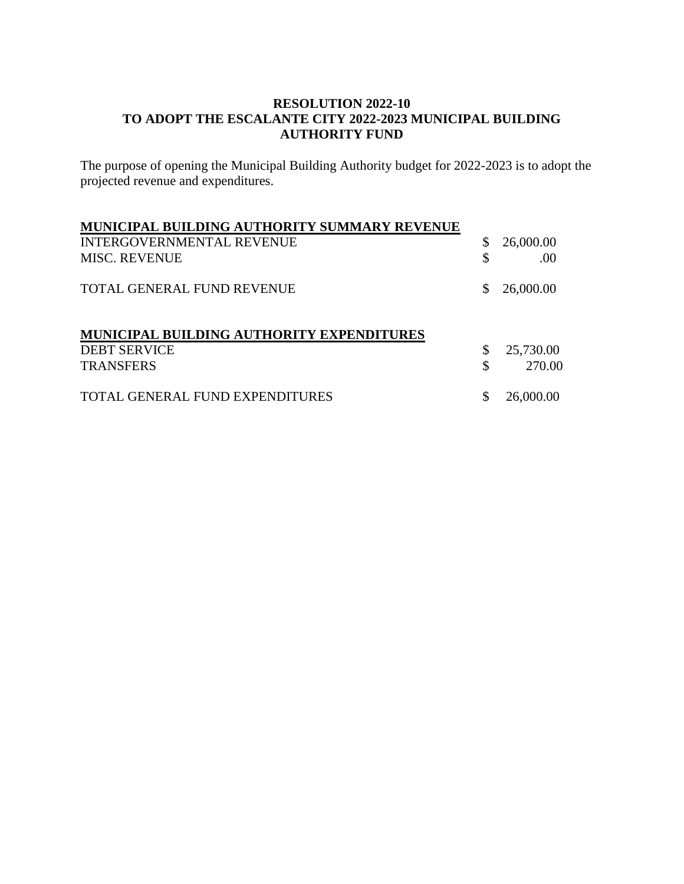**RESOLUTION 2022-10**
**TO ADOPT THE ESCALANTE CITY 2022-2023 MUNICIPAL BUILDING AUTHORITY FUND**

The purpose of opening the Municipal Building Authority budget for 2022-2023 is to adopt the projected revenue and expenditures.

| **MUNICIPAL BUILDING AUTHORITY SUMMARY REVENUE** | | |
|---|---|---|
| INTERGOVERNMENTAL REVENUE | $ | 26,000.00 |
| MISC. REVENUE | $ | .00 |
| TOTAL GENERAL FUND REVENUE | $ | 26,000.00 |

| **MUNICIPAL BUILDING AUTHORITY EXPENDITURES** | | |
|---|---|---|
| DEBT SERVICE | $ | 25,730.00 |
| TRANSFERS | $ | 270.00 |
| TOTAL GENERAL FUND EXPENDITURES | $ | 26,000.00 |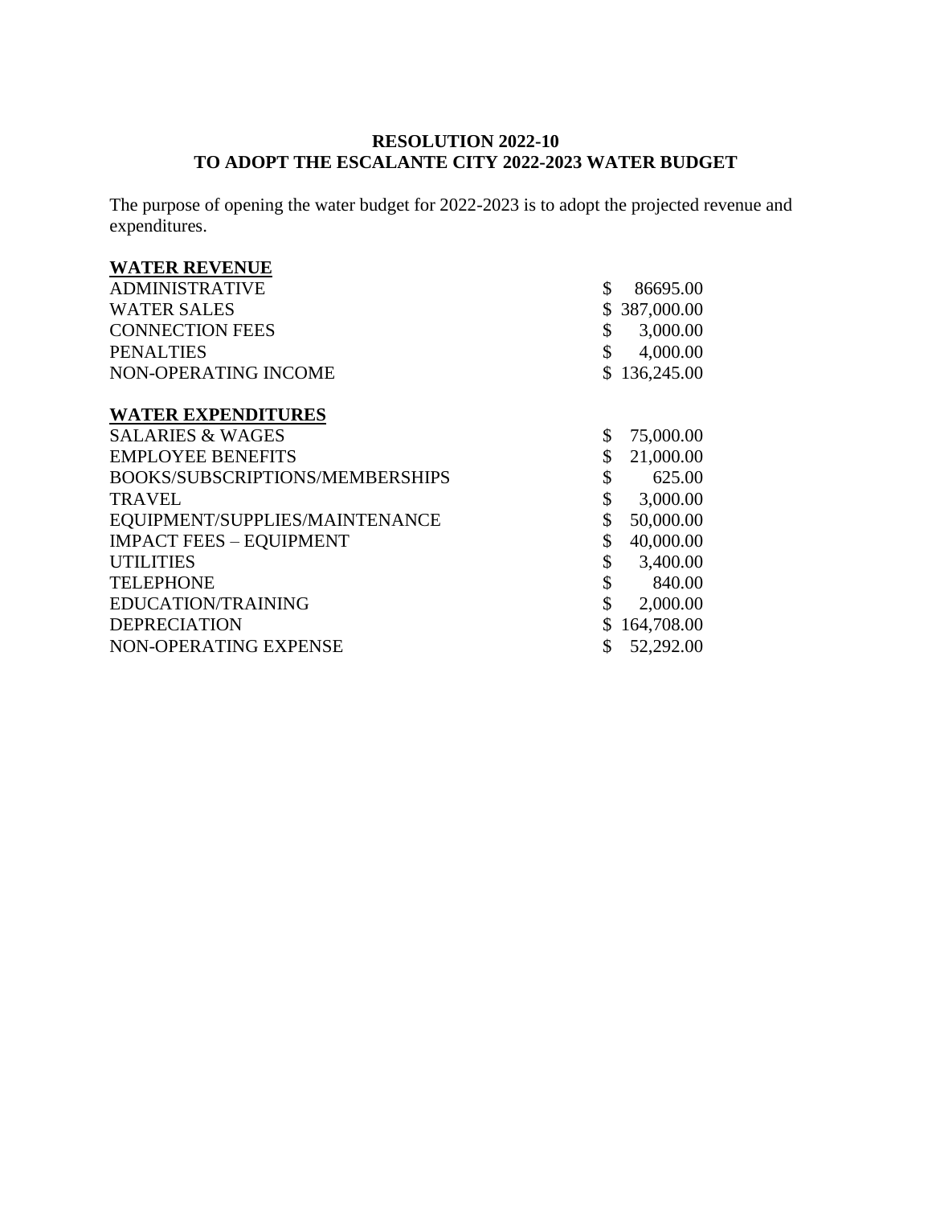**RESOLUTION 2022-10**
**TO ADOPT THE ESCALANTE CITY 2022-2023 WATER BUDGET**

The purpose of opening the water budget for 2022-2023 is to adopt the projected revenue and expenditures.

| **WATER REVENUE** | |
|---|---|
| ADMINISTRATIVE | $ 86695.00 |
| WATER SALES | $ 387,000.00 |
| CONNECTION FEES | $ 3,000.00 |
| PENALTIES | $ 4,000.00 |
| NON-OPERATING INCOME | $ 136,245.00 |

| **WATER EXPENDITURES** | |
|---|---|
| SALARIES & WAGES | $ 75,000.00 |
| EMPLOYEE BENEFITS | $ 21,000.00 |
| BOOKS/SUBSCRIPTIONS/MEMBERSHIPS | $ 625.00 |
| TRAVEL | $ 3,000.00 |
| EQUIPMENT/SUPPLIES/MAINTENANCE | $ 50,000.00 |
| IMPACT FEES – EQUIPMENT | $ 40,000.00 |
| UTILITIES | $ 3,400.00 |
| TELEPHONE | $ 840.00 |
| EDUCATION/TRAINING | $ 2,000.00 |
| DEPRECIATION | $ 164,708.00 |
| NON-OPERATING EXPENSE | $ 52,292.00 |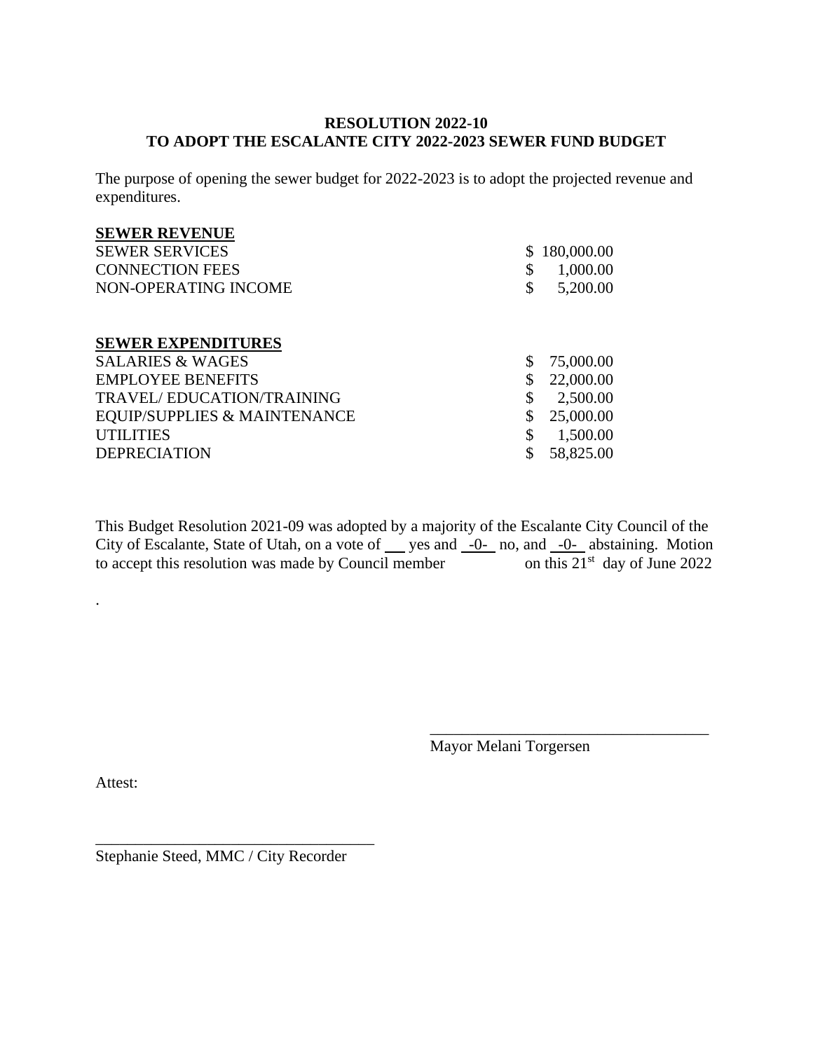**RESOLUTION 2022-10**
**TO ADOPT THE ESCALANTE CITY 2022-2023 SEWER FUND BUDGET**

The purpose of opening the sewer budget for 2022-2023 is to adopt the projected revenue and expenditures.

| | |
|---|---|
| **SEWER REVENUE** | |
| SEWER SERVICES | $ 180,000.00 |
| CONNECTION FEES | $ 1,000.00 |
| NON-OPERATING INCOME | $ 5,200.00 |
| | |
| **SEWER EXPENDITURES** | |
| SALARIES & WAGES | $ 75,000.00 |
| EMPLOYEE BENEFITS | $ 22,000.00 |
| TRAVEL/ EDUCATION/TRAINING | $ 2,500.00 |
| EQUIP/SUPPLIES & MAINTENANCE | $ 25,000.00 |
| UTILITIES | $ 1,500.00 |
| DEPRECIATION | $ 58,825.00 |

This Budget Resolution 2021-09 was adopted by a majority of the Escalante City Council of the City of Escalante, State of Utah, on a vote of ___ yes and -0- no, and -0- abstaining. Motion to accept this resolution was made by Council member on this 21st day of June 2022

.

___________________________________
Mayor Melani Torgersen

Attest:

___________________________________
Stephanie Steed, MMC / City Recorder